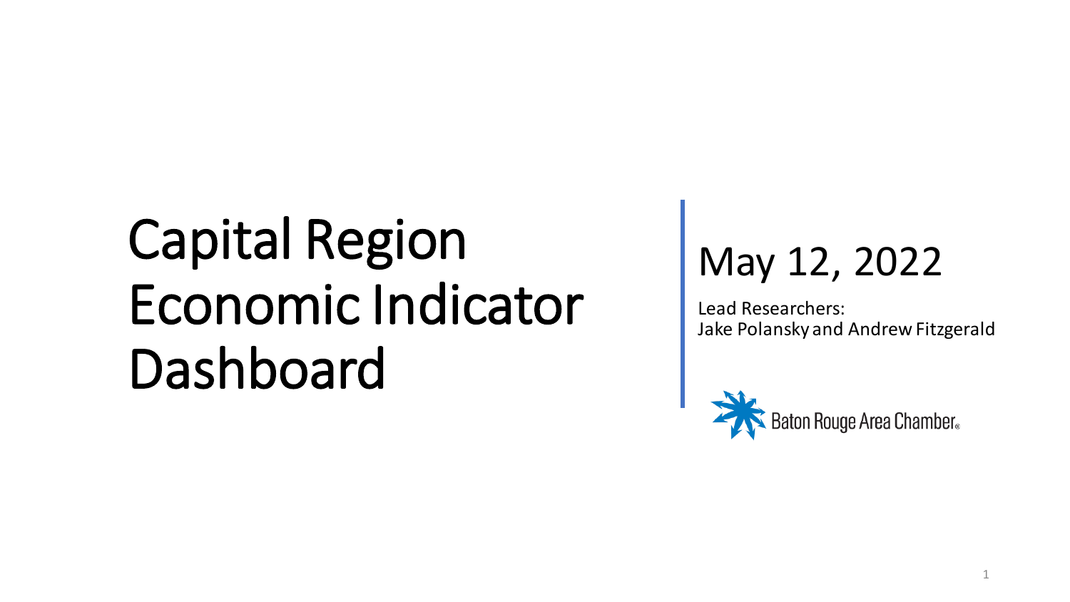# Capital Region Economic Indicator Dashboard

May 12, 2022

Lead Researchers:
Jake Polansky and Andrew Fitzgerald

Baton Rouge Area Chamber®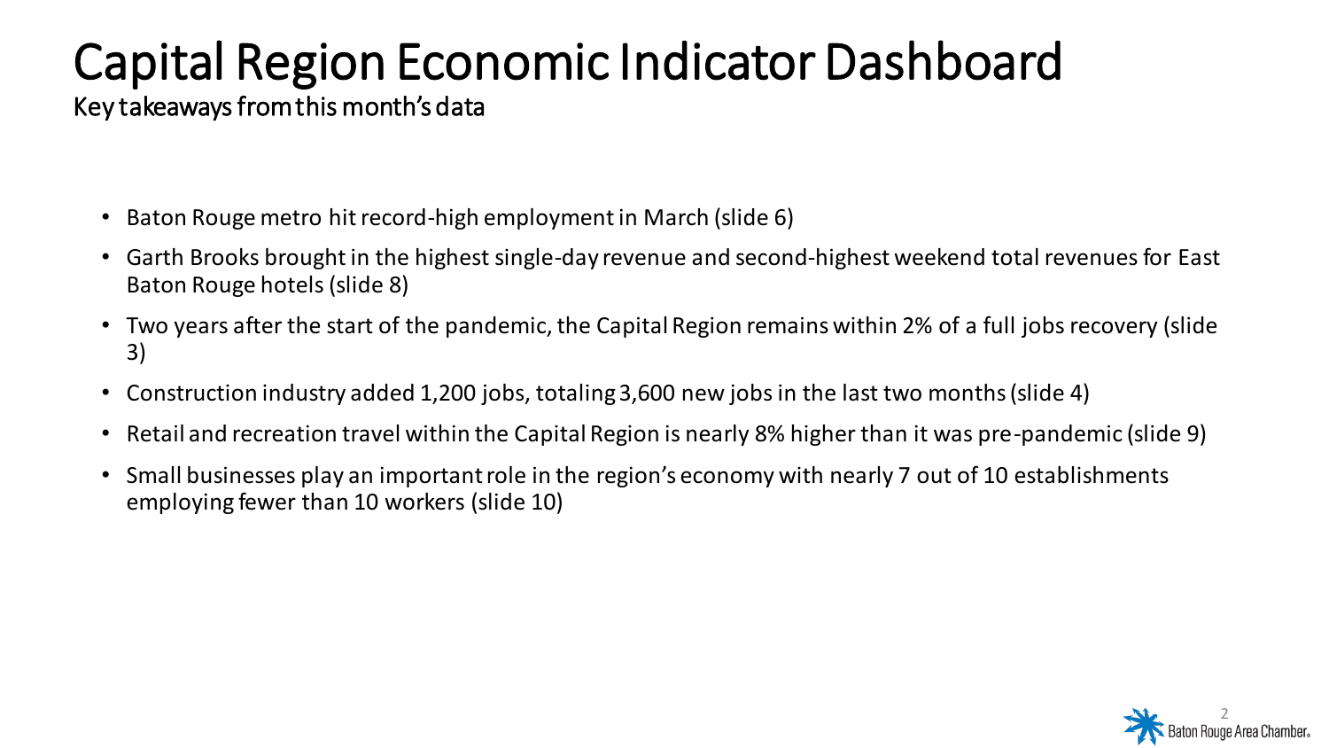# Capital Region Economic Indicator Dashboard

Key takeaways from this month's data

- Baton Rouge metro hit record-high employment in March (slide 6)
- Garth Brooks brought in the highest single-day revenue and second-highest weekend total revenues for East Baton Rouge hotels (slide 8)
- Two years after the start of the pandemic, the Capital Region remains within 2% of a full jobs recovery (slide 3)
- Construction industry added 1,200 jobs, totaling 3,600 new jobs in the last two months (slide 4)
- Retail and recreation travel within the Capital Region is nearly 8% higher than it was pre-pandemic (slide 9)
- Small businesses play an important role in the region's economy with nearly 7 out of 10 establishments employing fewer than 10 workers (slide 10)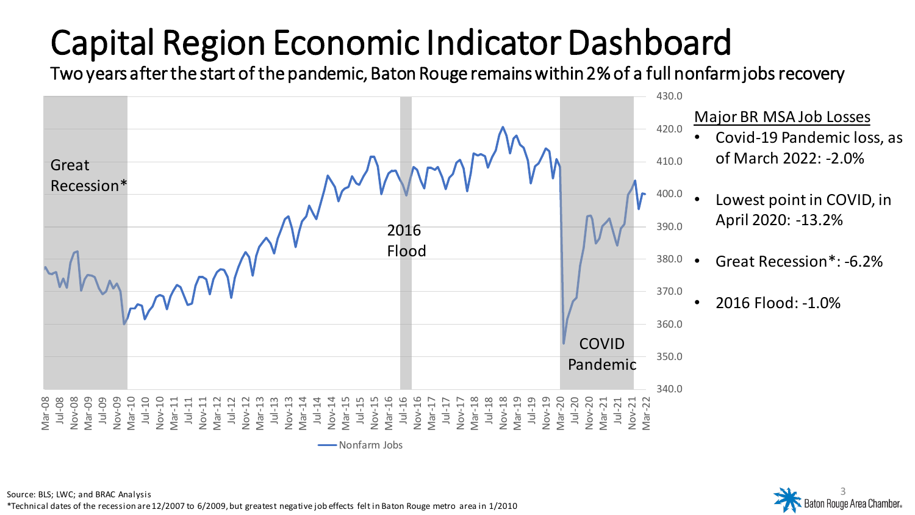# Capital Region Economic Indicator Dashboard

Two years after the start of the pandemic, Baton Rouge remains within 2% of a full nonfarm jobs recovery

Great Recession*

2016 Flood

COVID Pandemic

Nonfarm Jobs

Major BR MSA Job Losses

- Covid-19 Pandemic loss, as of March 2022: -2.0%
- Lowest point in COVID, in April 2020: -13.2%
- Great Recession*: -6.2%
- 2016 Flood: -1.0%

Source: BLS; LWC; and BRAC Analysis

*Technical dates of the recession are 12/2007 to 6/2009, but greatest negative job effects felt in Baton Rouge metro area in 1/2010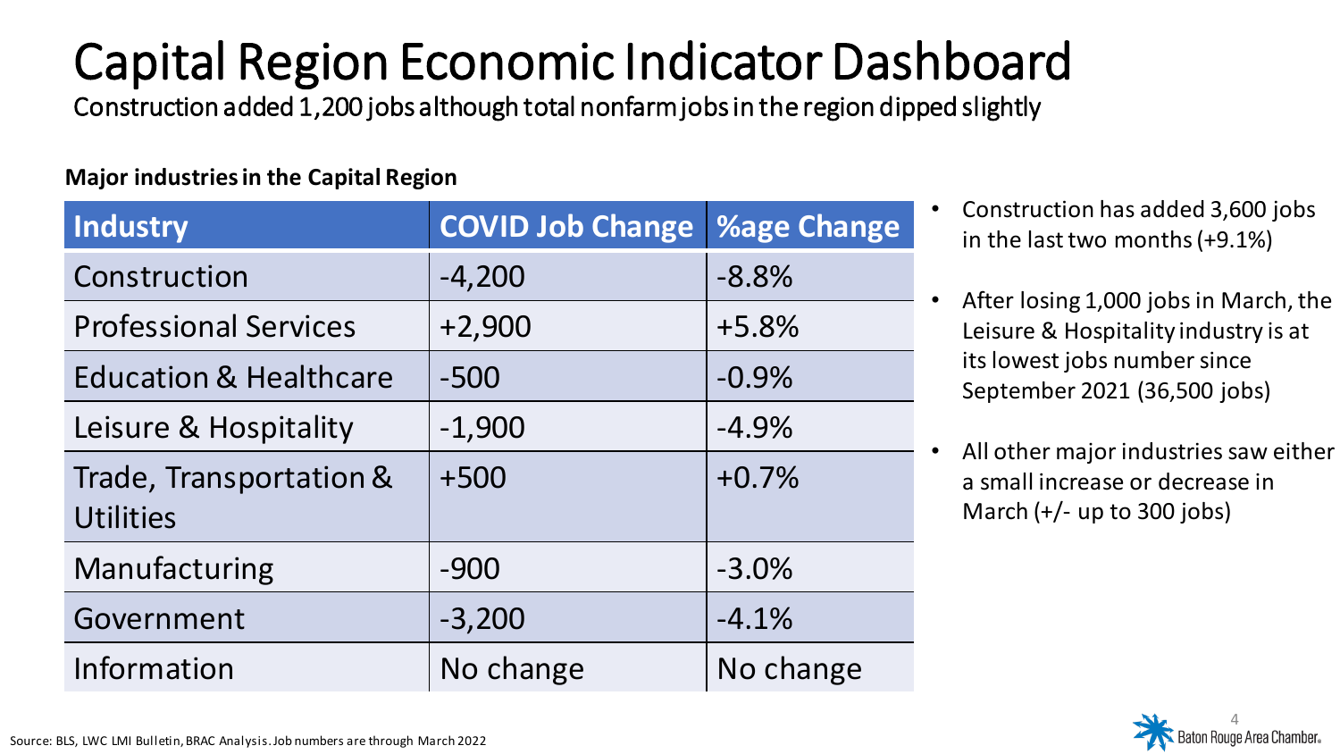# Capital Region Economic Indicator Dashboard

Construction added 1,200 jobs although total nonfarm jobs in the region dipped slightly

**Major industries in the Capital Region**

| Industry | COVID Job Change | %age Change |
|---|---|---|
| Construction | -4,200 | -8.8% |
| Professional Services | +2,900 | +5.8% |
| Education & Healthcare | -500 | -0.9% |
| Leisure & Hospitality | -1,900 | -4.9% |
| Trade, Transportation & Utilities | +500 | +0.7% |
| Manufacturing | -900 | -3.0% |
| Government | -3,200 | -4.1% |
| Information | No change | No change |

- Construction has added 3,600 jobs in the last two months (+9.1%)
- After losing 1,000 jobs in March, the Leisure & Hospitality industry is at its lowest jobs number since September 2021 (36,500 jobs)
- All other major industries saw either a small increase or decrease in March (+/- up to 300 jobs)

Source: BLS, LWC LMI Bulletin, BRAC Analysis. Job numbers are through March 2022

Baton Rouge Area Chamber.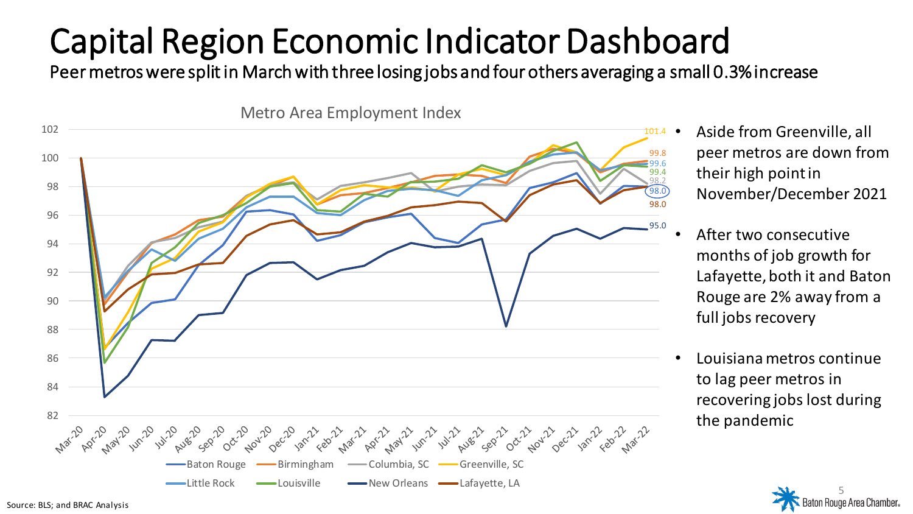# Capital Region Economic Indicator Dashboard

Peer metros were split in March with three losing jobs and four others averaging a small 0.3% increase

**Metro Area Employment Index**

End values (Mar-22): Greenville, SC 101.4; Birmingham 99.8; Little Rock 99.6; Louisville 99.4; Columbia, SC 98.2; Baton Rouge 98.0; Lafayette, LA 98.0; New Orleans 95.0

Legend: Baton Rouge, Birmingham, Columbia, SC, Greenville, SC, Little Rock, Louisville, New Orleans, Lafayette, LA

- Aside from Greenville, all peer metros are down from their high point in November/December 2021
- After two consecutive months of job growth for Lafayette, both it and Baton Rouge are 2% away from a full jobs recovery
- Louisiana metros continue to lag peer metros in recovering jobs lost during the pandemic

Source: BLS; and BRAC Analysis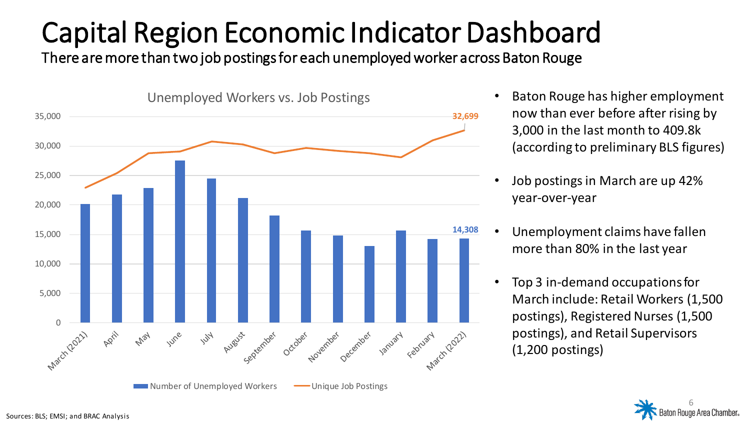# Capital Region Economic Indicator Dashboard

There are more than two job postings for each unemployed worker across Baton Rouge

**Unemployed Workers vs. Job Postings**

| Month | Number of Unemployed Workers | Unique Job Postings |
|---|---|---|
| March (2021) | | |
| April | | |
| May | | |
| June | | |
| July | | |
| August | | |
| September | | |
| October | | |
| November | | |
| December | | |
| January | | |
| February | | |
| March (2022) | 14,308 | 32,699 |

- Baton Rouge has higher employment now than ever before after rising by 3,000 in the last month to 409.8k (according to preliminary BLS figures)
- Job postings in March are up 42% year-over-year
- Unemployment claims have fallen more than 80% in the last year
- Top 3 in-demand occupations for March include: Retail Workers (1,500 postings), Registered Nurses (1,500 postings), and Retail Supervisors (1,200 postings)

Sources: BLS; EMSI; and BRAC Analysis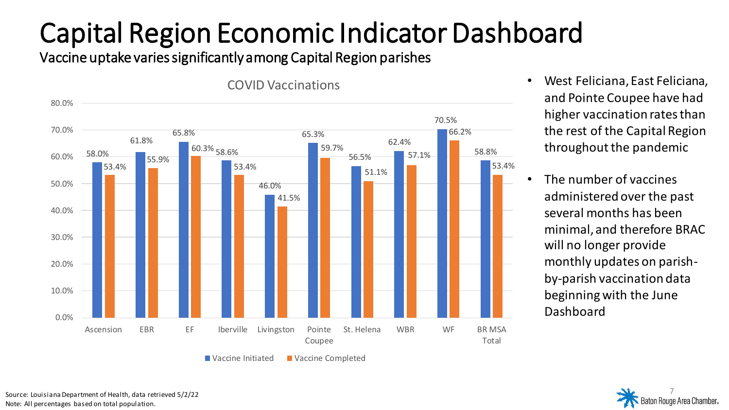# Capital Region Economic Indicator Dashboard

## Vaccine uptake varies significantly among Capital Region parishes

**COVID Vaccinations**

| Parish | Vaccine Initiated | Vaccine Completed |
|---|---|---|
| Ascension | 58.0% | 53.4% |
| EBR | 61.8% | 55.9% |
| EF | 65.8% | 60.3% |
| Iberville | 58.6% | 53.4% |
| Livingston | 46.0% | 41.5% |
| Pointe Coupee | 65.3% | 59.7% |
| St. Helena | 56.5% | 51.1% |
| WBR | 62.4% | 57.1% |
| WF | 70.5% | 66.2% |
| BR MSA Total | 58.8% | 53.4% |

- West Feliciana, East Feliciana, and Pointe Coupee have had higher vaccination rates than the rest of the Capital Region throughout the pandemic
- The number of vaccines administered over the past several months has been minimal, and therefore BRAC will no longer provide monthly updates on parish-by-parish vaccination data beginning with the June Dashboard

Source: Louisiana Department of Health, data retrieved 5/2/22
Note: All percentages based on total population.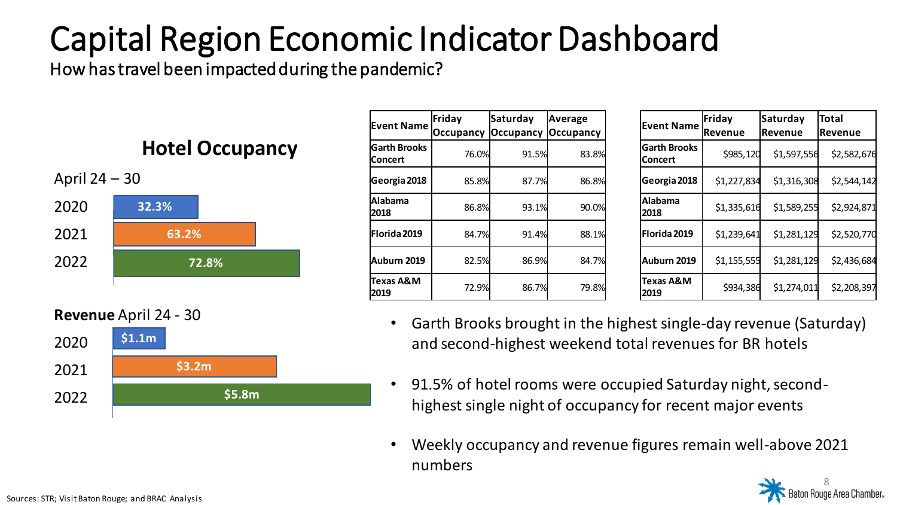# Capital Region Economic Indicator Dashboard

How has travel been impacted during the pandemic?

## Hotel Occupancy

April 24 – 30

| Year | Occupancy |
|---|---|
| 2020 | 32.3% |
| 2021 | 63.2% |
| 2022 | 72.8% |

**Revenue** April 24 - 30

| Year | Revenue |
|---|---|
| 2020 | $1.1m |
| 2021 | $3.2m |
| 2022 | $5.8m |

| Event Name | Friday Occupancy | Saturday Occupancy | Average Occupancy |
|---|---|---|---|
| Garth Brooks Concert | 76.0% | 91.5% | 83.8% |
| Georgia 2018 | 85.8% | 87.7% | 86.8% |
| Alabama 2018 | 86.8% | 93.1% | 90.0% |
| Florida 2019 | 84.7% | 91.4% | 88.1% |
| Auburn 2019 | 82.5% | 86.9% | 84.7% |
| Texas A&M 2019 | 72.9% | 86.7% | 79.8% |

| Event Name | Friday Revenue | Saturday Revenue | Total Revenue |
|---|---|---|---|
| Garth Brooks Concert | $985,120 | $1,597,556 | $2,582,676 |
| Georgia 2018 | $1,227,834 | $1,316,308 | $2,544,142 |
| Alabama 2018 | $1,335,616 | $1,589,255 | $2,924,871 |
| Florida 2019 | $1,239,641 | $1,281,129 | $2,520,770 |
| Auburn 2019 | $1,155,555 | $1,281,129 | $2,436,684 |
| Texas A&M 2019 | $934,386 | $1,274,011 | $2,208,397 |

- Garth Brooks brought in the highest single-day revenue (Saturday) and second-highest weekend total revenues for BR hotels
- 91.5% of hotel rooms were occupied Saturday night, second-highest single night of occupancy for recent major events
- Weekly occupancy and revenue figures remain well-above 2021 numbers

Sources: STR; Visit Baton Rouge; and BRAC Analysis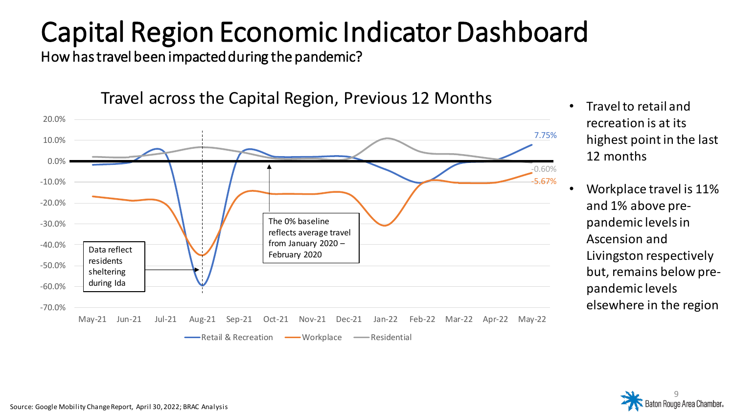# Capital Region Economic Indicator Dashboard

How has travel been impacted during the pandemic?

## Travel across the Capital Region, Previous 12 Months

20.0%
10.0%
0.0%
-10.0%
-20.0%
-30.0%
-40.0%
-50.0%
-60.0%
-70.0%

May-21 Jun-21 Jul-21 Aug-21 Sep-21 Oct-21 Nov-21 Dec-21 Jan-22 Feb-22 Mar-22 Apr-22 May-22

7.75%

-0.60%

-5.67%

Data reflect residents sheltering during Ida

The 0% baseline reflects average travel from January 2020 – February 2020

Retail & Recreation — Workplace — Residential

- Travel to retail and recreation is at its highest point in the last 12 months
- Workplace travel is 11% and 1% above pre-pandemic levels in Ascension and Livingston respectively but, remains below pre-pandemic levels elsewhere in the region

Source: Google Mobility Change Report, April 30, 2022; BRAC Analysis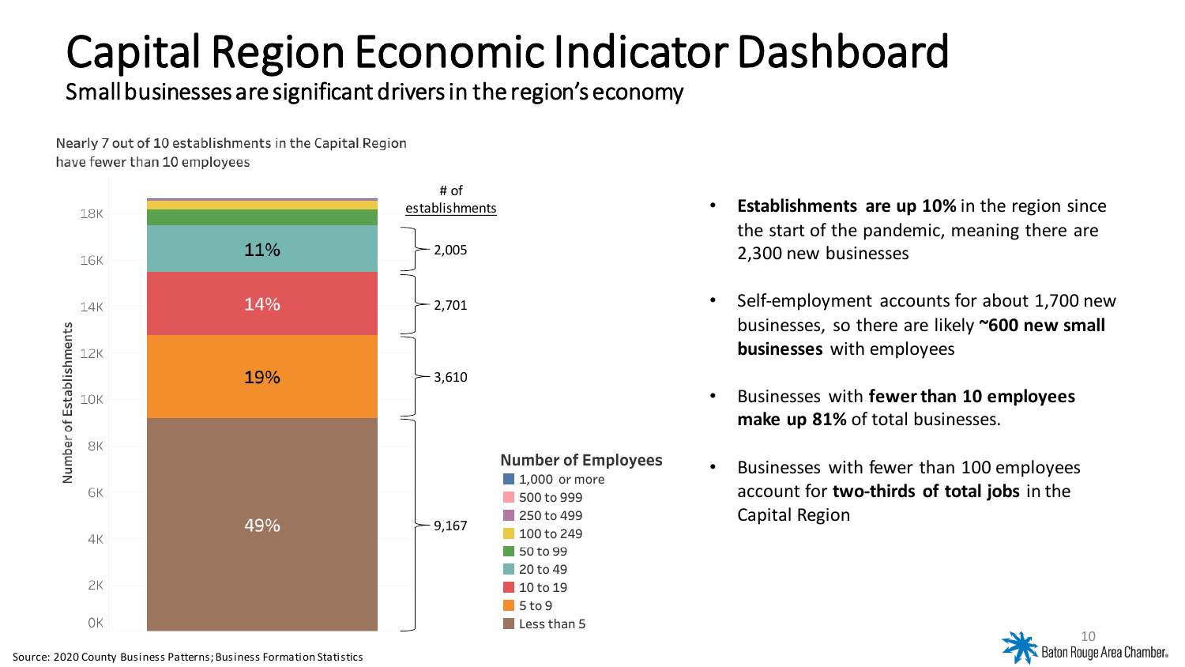# Capital Region Economic Indicator Dashboard

## Small businesses are significant drivers in the region's economy

Nearly 7 out of 10 establishments in the Capital Region have fewer than 10 employees

Number of Establishments

0K
2K
4K
6K
8K
10K
12K
14K
16K
18K

11%
14%
19%
49%

# of establishments

2,005
2,701
3,610
9,167

**Number of Employees**

- 1,000 or more
- 500 to 999
- 250 to 499
- 100 to 249
- 50 to 99
- 20 to 49
- 10 to 19
- 5 to 9
- Less than 5

- **Establishments are up 10%** in the region since the start of the pandemic, meaning there are 2,300 new businesses
- Self-employment accounts for about 1,700 new businesses, so there are likely **~600 new small businesses** with employees
- Businesses with **fewer than 10 employees make up 81%** of total businesses.
- Businesses with fewer than 100 employees account for **two-thirds of total jobs** in the Capital Region

Source: 2020 County Business Patterns; Business Formation Statistics

Baton Rouge Area Chamber.